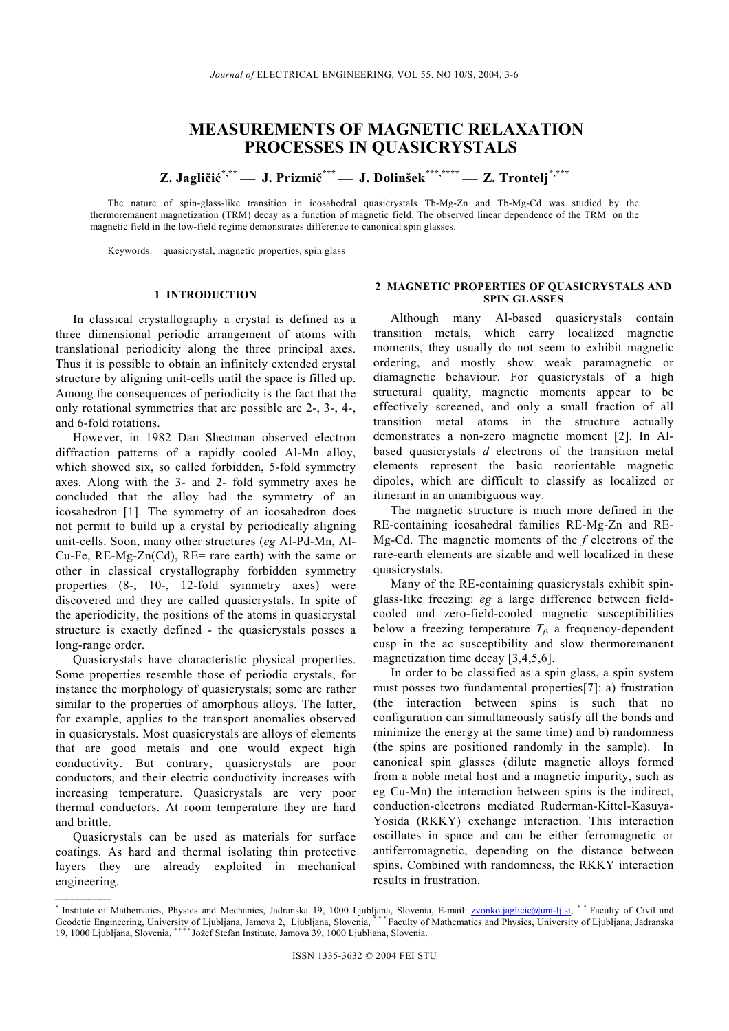# MEASUREMENTS OF MAGNETIC RELAXATION PROCESSES IN QUASICRYSTALS

**Z. Jagličić[*,**] — J. Prizmič[***] — J. Dolinšek[***,****] — Z. Trontelj[*,***]**

The nature of spin-glass-like transition in icosahedral quasicrystals Tb-Mg-Zn and Tb-Mg-Cd was studied by the thermoremanent magnetization (TRM) decay as a function of magnetic field. The observed linear dependence of the TRM on the magnetic field in the low-field regime demonstrates difference to canonical spin glasses.

Keywords: quasicrystal, magnetic properties, spin glass

## 1 INTRODUCTION

In classical crystallography a crystal is defined as a three dimensional periodic arrangement of atoms with translational periodicity along the three principal axes. Thus it is possible to obtain an infinitely extended crystal structure by aligning unit-cells until the space is filled up. Among the consequences of periodicity is the fact that the only rotational symmetries that are possible are 2-, 3-, 4-, and 6-fold rotations.

However, in 1982 Dan Shectman observed electron diffraction patterns of a rapidly cooled Al-Mn alloy, which showed six, so called forbidden, 5-fold symmetry axes. Along with the 3- and 2- fold symmetry axes he concluded that the alloy had the symmetry of an icosahedron [1]. The symmetry of an icosahedron does not permit to build up a crystal by periodically aligning unit-cells. Soon, many other structures (*eg* Al-Pd-Mn, Al-Cu-Fe, RE-Mg-Zn(Cd), RE= rare earth) with the same or other in classical crystallography forbidden symmetry properties (8-, 10-, 12-fold symmetry axes) were discovered and they are called quasicrystals. In spite of the aperiodicity, the positions of the atoms in quasicrystal structure is exactly defined - the quasicrystals posses a long-range order.

Quasicrystals have characteristic physical properties. Some properties resemble those of periodic crystals, for instance the morphology of quasicrystals; some are rather similar to the properties of amorphous alloys. The latter, for example, applies to the transport anomalies observed in quasicrystals. Most quasicrystals are alloys of elements that are good metals and one would expect high conductivity. But contrary, quasicrystals are poor conductors, and their electric conductivity increases with increasing temperature. Quasicrystals are very poor thermal conductors. At room temperature they are hard and brittle.

Quasicrystals can be used as materials for surface coatings. As hard and thermal isolating thin protective layers they are already exploited in mechanical engineering.

## 2 MAGNETIC PROPERTIES OF QUASICRYSTALS AND SPIN GLASSES

Although many Al-based quasicrystals contain transition metals, which carry localized magnetic moments, they usually do not seem to exhibit magnetic ordering, and mostly show weak paramagnetic or diamagnetic behaviour. For quasicrystals of a high structural quality, magnetic moments appear to be effectively screened, and only a small fraction of all transition metal atoms in the structure actually demonstrates a non-zero magnetic moment [2]. In Al-based quasicrystals *d* electrons of the transition metal elements represent the basic reorientable magnetic dipoles, which are difficult to classify as localized or itinerant in an unambiguous way.

The magnetic structure is much more defined in the RE-containing icosahedral families RE-Mg-Zn and RE-Mg-Cd. The magnetic moments of the *f* electrons of the rare-earth elements are sizable and well localized in these quasicrystals.

Many of the RE-containing quasicrystals exhibit spin-glass-like freezing: *eg* a large difference between field-cooled and zero-field-cooled magnetic susceptibilities below a freezing temperature $T_f$, a frequency-dependent cusp in the ac susceptibility and slow thermoremanent magnetization time decay [3,4,5,6].

In order to be classified as a spin glass, a spin system must posses two fundamental properties[7]: a) frustration (the interaction between spins is such that no configuration can simultaneously satisfy all the bonds and minimize the energy at the same time) and b) randomness (the spins are positioned randomly in the sample). In canonical spin glasses (dilute magnetic alloys formed from a noble metal host and a magnetic impurity, such as eg Cu-Mn) the interaction between spins is the indirect, conduction-electrons mediated Ruderman-Kittel-Kasuya-Yosida (RKKY) exchange interaction. This interaction oscillates in space and can be either ferromagnetic or antiferromagnetic, depending on the distance between spins. Combined with randomness, the RKKY interaction results in frustration.

---

[*] Institute of Mathematics, Physics and Mechanics, Jadranska 19, 1000 Ljubljana, Slovenia, E-mail: zvonko.jaglicic@uni-lj.si, [**] Faculty of Civil and Geodetic Engineering, University of Ljubljana, Jamova 2, Ljubljana, Slovenia, [***] Faculty of Mathematics and Physics, University of Ljubljana, Jadranska 19, 1000 Ljubljana, Slovenia, [****] Jožef Stefan Institute, Jamova 39, 1000 Ljubljana, Slovenia.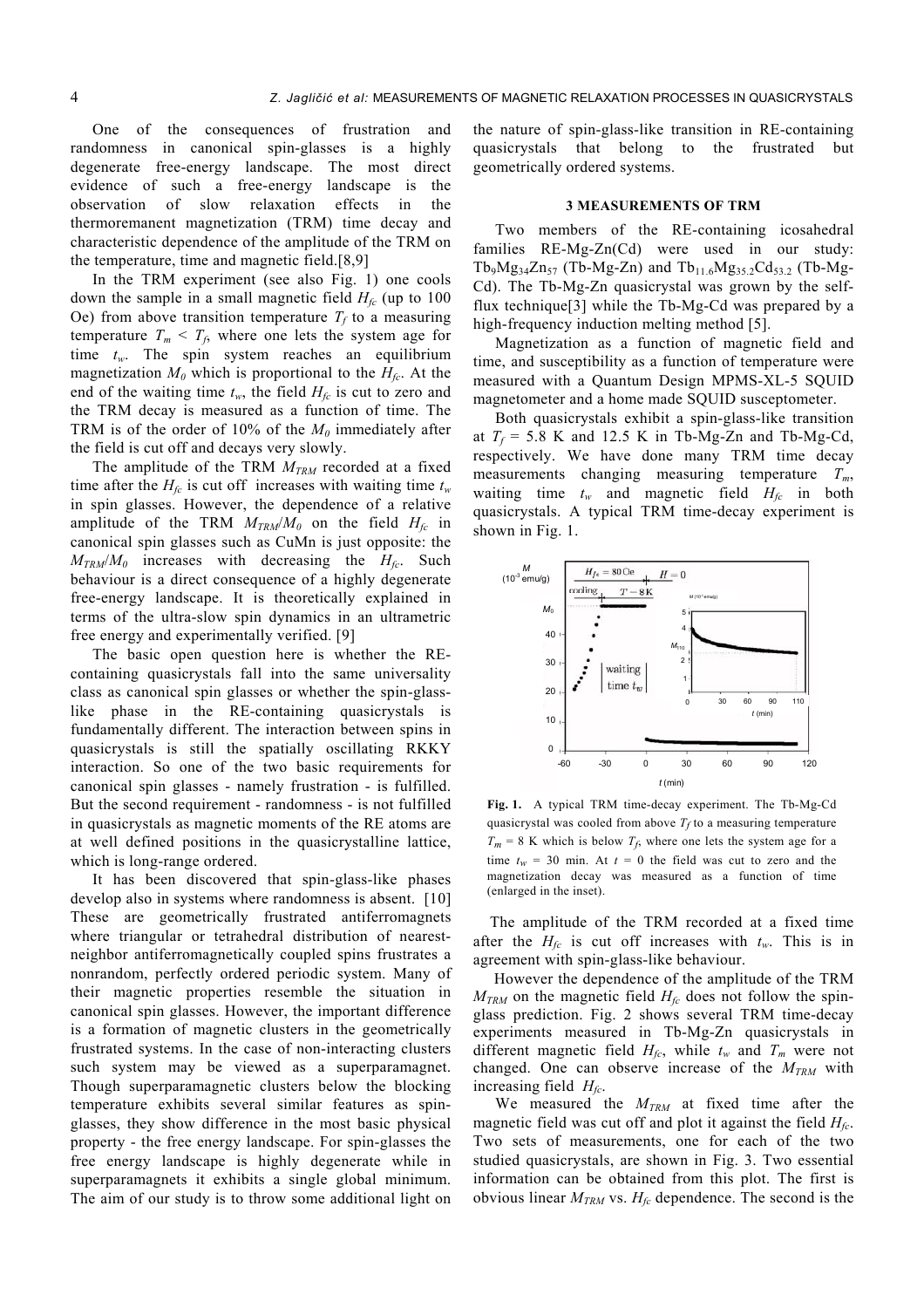One of the consequences of frustration and randomness in canonical spin-glasses is a highly degenerate free-energy landscape. The most direct evidence of such a free-energy landscape is the observation of slow relaxation effects in the thermoremanent magnetization (TRM) time decay and characteristic dependence of the amplitude of the TRM on the temperature, time and magnetic field.[8,9]

In the TRM experiment (see also Fig. 1) one cools down the sample in a small magnetic field $H_{fc}$ (up to 100 Oe) from above transition temperature $T_f$ to a measuring temperature $T_m < T_f$, where one lets the system age for time $t_w$. The spin system reaches an equilibrium magnetization $M_0$ which is proportional to the $H_{fc}$. At the end of the waiting time $t_w$, the field $H_{fc}$ is cut to zero and the TRM decay is measured as a function of time. The TRM is of the order of 10% of the $M_0$ immediately after the field is cut off and decays very slowly.

The amplitude of the TRM $M_{TRM}$ recorded at a fixed time after the $H_{fc}$ is cut off increases with waiting time $t_w$ in spin glasses. However, the dependence of a relative amplitude of the TRM $M_{TRM}/M_0$ on the field $H_{fc}$ in canonical spin glasses such as CuMn is just opposite: the $M_{TRM}/M_0$ increases with decreasing the $H_{fc}$. Such behaviour is a direct consequence of a highly degenerate free-energy landscape. It is theoretically explained in terms of the ultra-slow spin dynamics in an ultrametric free energy and experimentally verified. [9]

The basic open question here is whether the RE-containing quasicrystals fall into the same universality class as canonical spin glasses or whether the spin-glass-like phase in the RE-containing quasicrystals is fundamentally different. The interaction between spins in quasicrystals is still the spatially oscillating RKKY interaction. So one of the two basic requirements for canonical spin glasses - namely frustration - is fulfilled. But the second requirement - randomness - is not fulfilled in quasicrystals as magnetic moments of the RE atoms are at well defined positions in the quasicrystalline lattice, which is long-range ordered.

It has been discovered that spin-glass-like phases develop also in systems where randomness is absent. [10] These are geometrically frustrated antiferromagnets where triangular or tetrahedral distribution of nearest-neighbor antiferromagnetically coupled spins frustrates a nonrandom, perfectly ordered periodic system. Many of their magnetic properties resemble the situation in canonical spin glasses. However, the important difference is a formation of magnetic clusters in the geometrically frustrated systems. In the case of non-interacting clusters such system may be viewed as a superparamagnet. Though superparamagnetic clusters below the blocking temperature exhibits several similar features as spin-glasses, they show difference in the most basic physical property - the free energy landscape. For spin-glasses the free energy landscape is highly degenerate while in superparamagnets it exhibits a single global minimum. The aim of our study is to throw some additional light on the nature of spin-glass-like transition in RE-containing quasicrystals that belong to the frustrated but geometrically ordered systems.

## 3 MEASUREMENTS OF TRM

Two members of the RE-containing icosahedral families RE-Mg-Zn(Cd) were used in our study: $Tb_9Mg_{34}Zn_{57}$ (Tb-Mg-Zn) and $Tb_{11.6}Mg_{35.2}Cd_{53.2}$ (Tb-Mg-Cd). The Tb-Mg-Zn quasicrystal was grown by the self-flux technique[3] while the Tb-Mg-Cd was prepared by a high-frequency induction melting method [5].

Magnetization as a function of magnetic field and time, and susceptibility as a function of temperature were measured with a Quantum Design MPMS-XL-5 SQUID magnetometer and a home made SQUID susceptometer.

Both quasicrystals exhibit a spin-glass-like transition at $T_f$ = 5.8 K and 12.5 K in Tb-Mg-Zn and Tb-Mg-Cd, respectively. We have done many TRM time decay measurements changing measuring temperature $T_m$, waiting time $t_w$ and magnetic field $H_{fc}$ in both quasicrystals. A typical TRM time-decay experiment is shown in Fig. 1.

**Fig. 1.** A typical TRM time-decay experiment. The Tb-Mg-Cd quasicrystal was cooled from above $T_f$ to a measuring temperature $T_m$ = 8 K which is below $T_f$, where one lets the system age for a time $t_w$ = 30 min. At $t$ = 0 the field was cut to zero and the magnetization decay was measured as a function of time (enlarged in the inset).

The amplitude of the TRM recorded at a fixed time after the $H_{fc}$ is cut off increases with $t_w$. This is in agreement with spin-glass-like behaviour.

However the dependence of the amplitude of the TRM $M_{TRM}$ on the magnetic field $H_{fc}$ does not follow the spin-glass prediction. Fig. 2 shows several TRM time-decay experiments measured in Tb-Mg-Zn quasicrystals in different magnetic field $H_{fc}$, while $t_w$ and $T_m$ were not changed. One can observe increase of the $M_{TRM}$ with increasing field $H_{fc}$.

We measured the $M_{TRM}$ at fixed time after the magnetic field was cut off and plot it against the field $H_{fc}$. Two sets of measurements, one for each of the two studied quasicrystals, are shown in Fig. 3. Two essential information can be obtained from this plot. The first is obvious linear $M_{TRM}$ vs. $H_{fc}$ dependence. The second is the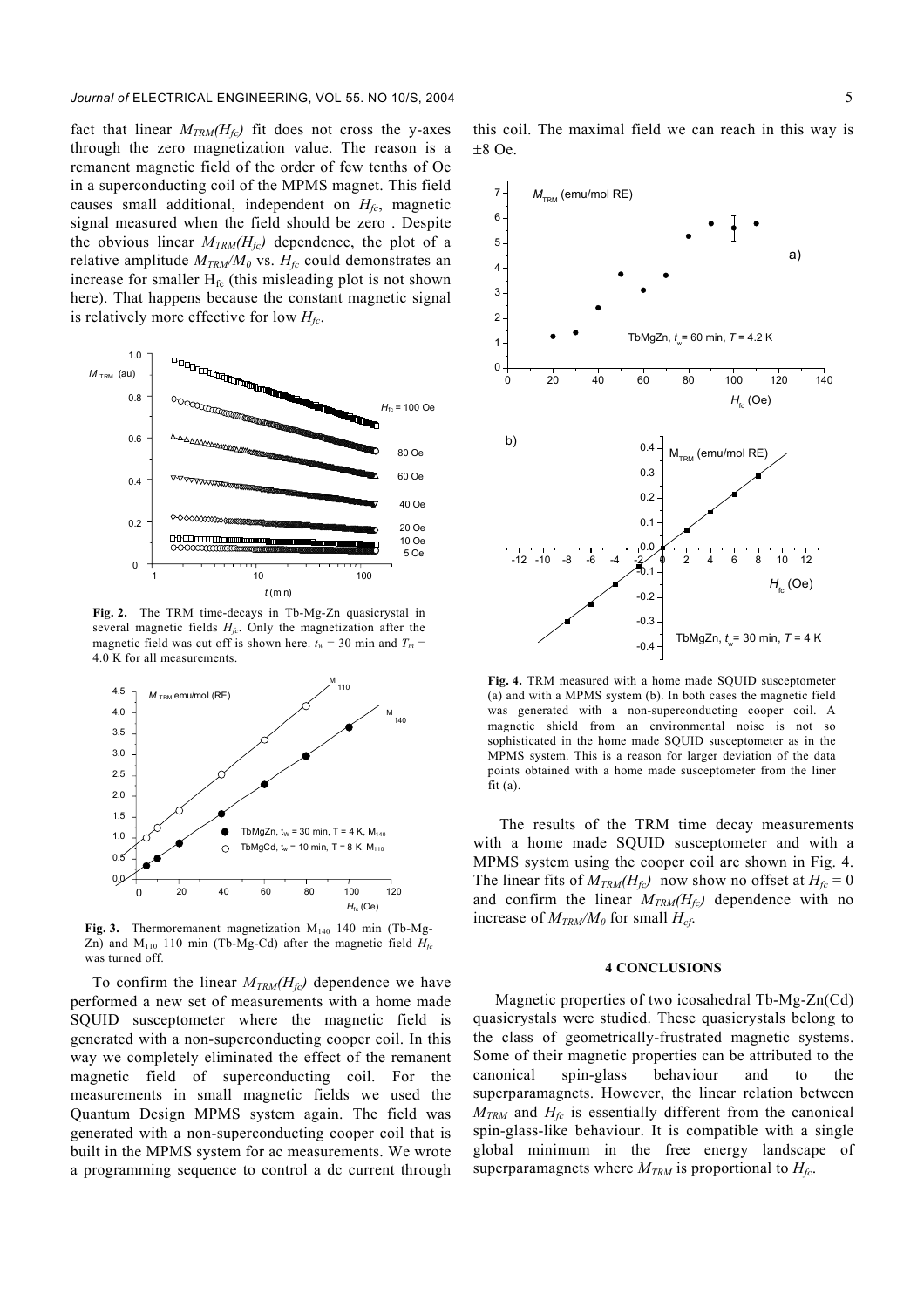fact that linear $M_{TRM}(H_{fc})$ fit does not cross the y-axes through the zero magnetization value. The reason is a remanent magnetic field of the order of few tenths of Oe in a superconducting coil of the MPMS magnet. This field causes small additional, independent on $H_{fc}$, magnetic signal measured when the field should be zero . Despite the obvious linear $M_{TRM}(H_{fc})$ dependence, the plot of a relative amplitude $M_{TRM}/M_0$ vs. $H_{fc}$ could demonstrates an increase for smaller $H_{fc}$ (this misleading plot is not shown here). That happens because the constant magnetic signal is relatively more effective for low $H_{fc}$.

**Fig. 2.** The TRM time-decays in Tb-Mg-Zn quasicrystal in several magnetic fields $H_{fc}$. Only the magnetization after the magnetic field was cut off is shown here. $t_w$ = 30 min and $T_m$ = 4.0 K for all measurements.

**Fig. 3.** Thermoremanent magnetization $M_{140}$ 140 min (Tb-Mg-Zn) and $M_{110}$ 110 min (Tb-Mg-Cd) after the magnetic field $H_{fc}$ was turned off.

To confirm the linear $M_{TRM}(H_{fc})$ dependence we have performed a new set of measurements with a home made SQUID susceptometer where the magnetic field is generated with a non-superconducting cooper coil. In this way we completely eliminated the effect of the remanent magnetic field of superconducting coil. For the measurements in small magnetic fields we used the Quantum Design MPMS system again. The field was generated with a non-superconducting cooper coil that is built in the MPMS system for ac measurements. We wrote a programming sequence to control a dc current through this coil. The maximal field we can reach in this way is ±8 Oe.

**Fig. 4.** TRM measured with a home made SQUID susceptometer (a) and with a MPMS system (b). In both cases the magnetic field was generated with a non-superconducting cooper coil. A magnetic shield from an environmental noise is not so sophisticated in the home made SQUID susceptometer as in the MPMS system. This is a reason for larger deviation of the data points obtained with a home made susceptometer from the liner fit (a).

The results of the TRM time decay measurements with a home made SQUID susceptometer and with a MPMS system using the cooper coil are shown in Fig. 4. The linear fits of $M_{TRM}(H_{fc})$ now show no offset at $H_{fc} = 0$ and confirm the linear $M_{TRM}(H_{fc})$ dependence with no increase of $M_{TRM}/M_0$ for small $H_{cf}$.

## 4 CONCLUSIONS

Magnetic properties of two icosahedral Tb-Mg-Zn(Cd) quasicrystals were studied. These quasicrystals belong to the class of geometrically-frustrated magnetic systems. Some of their magnetic properties can be attributed to the canonical spin-glass behaviour and to the superparamagnets. However, the linear relation between $M_{TRM}$ and $H_{fc}$ is essentially different from the canonical spin-glass-like behaviour. It is compatible with a single global minimum in the free energy landscape of superparamagnets where $M_{TRM}$ is proportional to $H_{fc}$.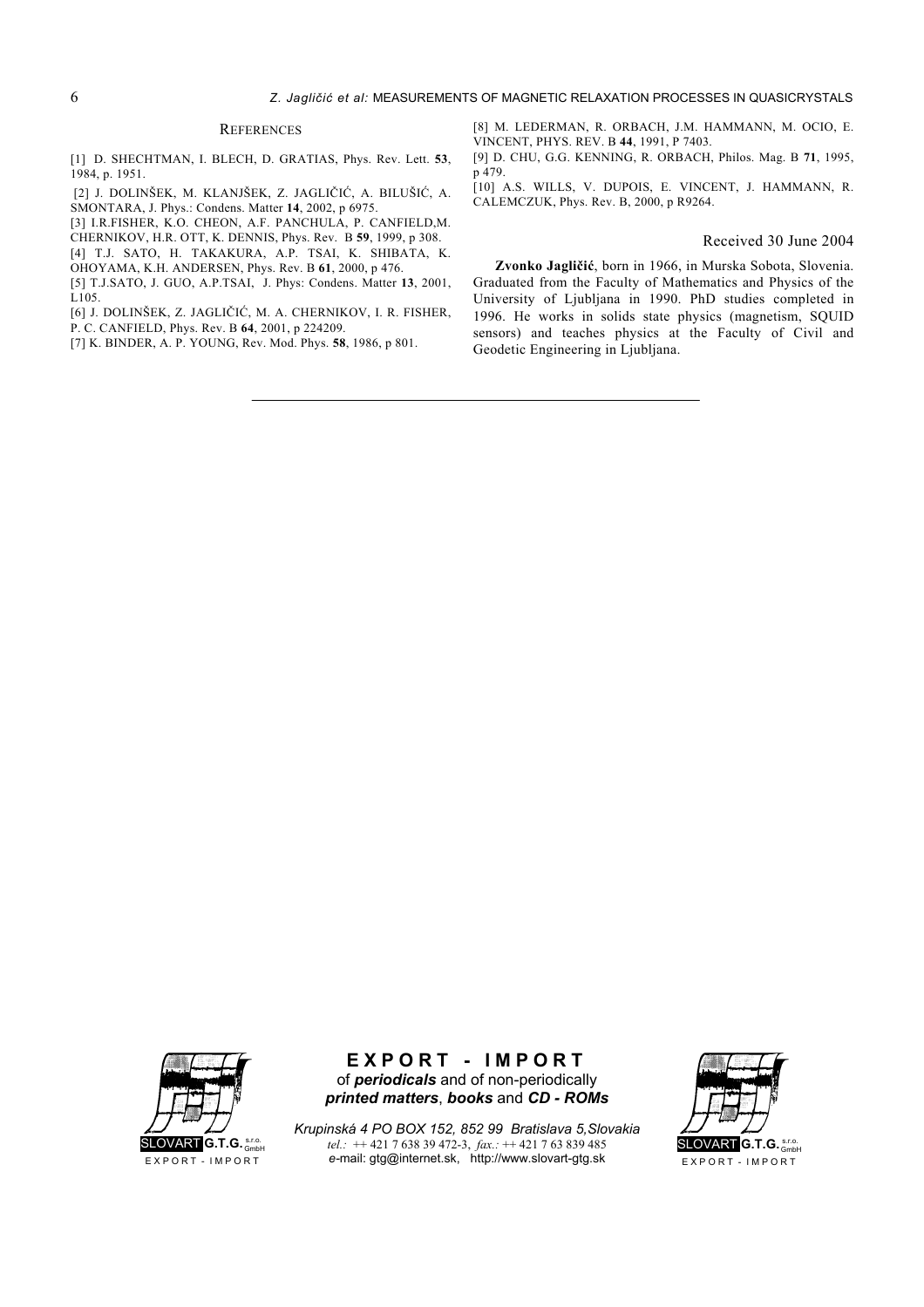## References

[1] D. SHECHTMAN, I. BLECH, D. GRATIAS, Phys. Rev. Lett. **53**, 1984, p. 1951.

[2] J. DOLINŠEK, M. KLANJŠEK, Z. JAGLIČIĆ, A. BILUŠIĆ, A. SMONTARA, J. Phys.: Condens. Matter **14**, 2002, p 6975.

[3] I.R.FISHER, K.O. CHEON, A.F. PANCHULA, P. CANFIELD,M. CHERNIKOV, H.R. OTT, K. DENNIS, Phys. Rev. B **59**, 1999, p 308.

[4] T.J. SATO, H. TAKAKURA, A.P. TSAI, K. SHIBATA, K. OHOYAMA, K.H. ANDERSEN, Phys. Rev. B **61**, 2000, p 476.

[5] T.J.SATO, J. GUO, A.P.TSAI, J. Phys: Condens. Matter **13**, 2001, L105.

[6] J. DOLINŠEK, Z. JAGLIČIĆ, M. A. CHERNIKOV, I. R. FISHER, P. C. CANFIELD, Phys. Rev. B **64**, 2001, p 224209.

[7] K. BINDER, A. P. YOUNG, Rev. Mod. Phys. **58**, 1986, p 801.

[8] M. LEDERMAN, R. ORBACH, J.M. HAMMANN, M. OCIO, E. VINCENT, PHYS. REV. B **44**, 1991, P 7403.

[9] D. CHU, G.G. KENNING, R. ORBACH, Philos. Mag. B **71**, 1995, p 479.

[10] A.S. WILLS, V. DUPOIS, E. VINCENT, J. HAMMANN, R. CALEMCZUK, Phys. Rev. B, 2000, p R9264.

Received 30 June 2004

**Zvonko Jagličić**, born in 1966, in Murska Sobota, Slovenia. Graduated from the Faculty of Mathematics and Physics of the University of Ljubljana in 1990. PhD studies completed in 1996. He works in solids state physics (magnetism, SQUID sensors) and teaches physics at the Faculty of Civil and Geodetic Engineering in Ljubljana.

---

SLOVART G.T.G. s.r.o. GmbH EXPORT - IMPORT

**EXPORT - IMPORT**
of ***periodicals*** and of non-periodically
***printed matters***, ***books*** and ***CD - ROMs***

*Krupinská 4 PO BOX 152, 852 99 Bratislava 5,Slovakia*
*tel.:* ++ 421 7 638 39 472-3, *fax.:* ++ 421 7 63 839 485
*e*-mail: gtg@internet.sk, http://www.slovart-gtg.sk

SLOVART G.T.G. s.r.o. GmbH EXPORT - IMPORT